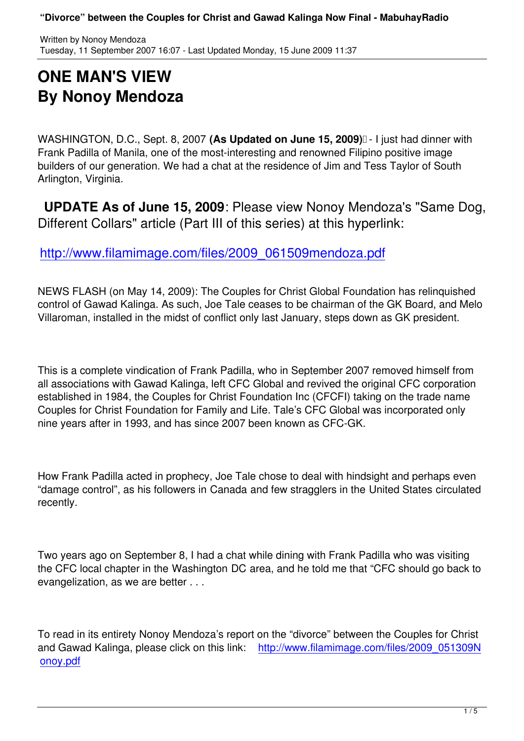# ONE MAN'S VIEW
# By Nonoy Mendoza

WASHINGTON, D.C., Sept. 8, 2007 **(As Updated on June 15, 2009)** - I just had dinner with Frank Padilla of Manila, one of the most-interesting and renowned Filipino positive image builders of our generation. We had a chat at the residence of Jim and Tess Taylor of South Arlington, Virginia.

**UPDATE As of June 15, 2009**: Please view Nonoy Mendoza's "Same Dog, Different Collars" article (Part III of this series) at this hyperlink:

http://www.filamimage.com/files/2009_061509mendoza.pdf

NEWS FLASH (on May 14, 2009): The Couples for Christ Global Foundation has relinquished control of Gawad Kalinga. As such, Joe Tale ceases to be chairman of the GK Board, and Melo Villaroman, installed in the midst of conflict only last January, steps down as GK president.

This is a complete vindication of Frank Padilla, who in September 2007 removed himself from all associations with Gawad Kalinga, left CFC Global and revived the original CFC corporation established in 1984, the Couples for Christ Foundation Inc (CFCFI) taking on the trade name Couples for Christ Foundation for Family and Life. Tale's CFC Global was incorporated only nine years after in 1993, and has since 2007 been known as CFC-GK.

How Frank Padilla acted in prophecy, Joe Tale chose to deal with hindsight and perhaps even "damage control", as his followers in Canada and few stragglers in the United States circulated recently.

Two years ago on September 8, I had a chat while dining with Frank Padilla who was visiting the CFC local chapter in the Washington DC area, and he told me that "CFC should go back to evangelization, as we are better . . .

To read in its entirety Nonoy Mendoza's report on the "divorce" between the Couples for Christ and Gawad Kalinga, please click on this link: http://www.filamimage.com/files/2009_051309Nonoy.pdf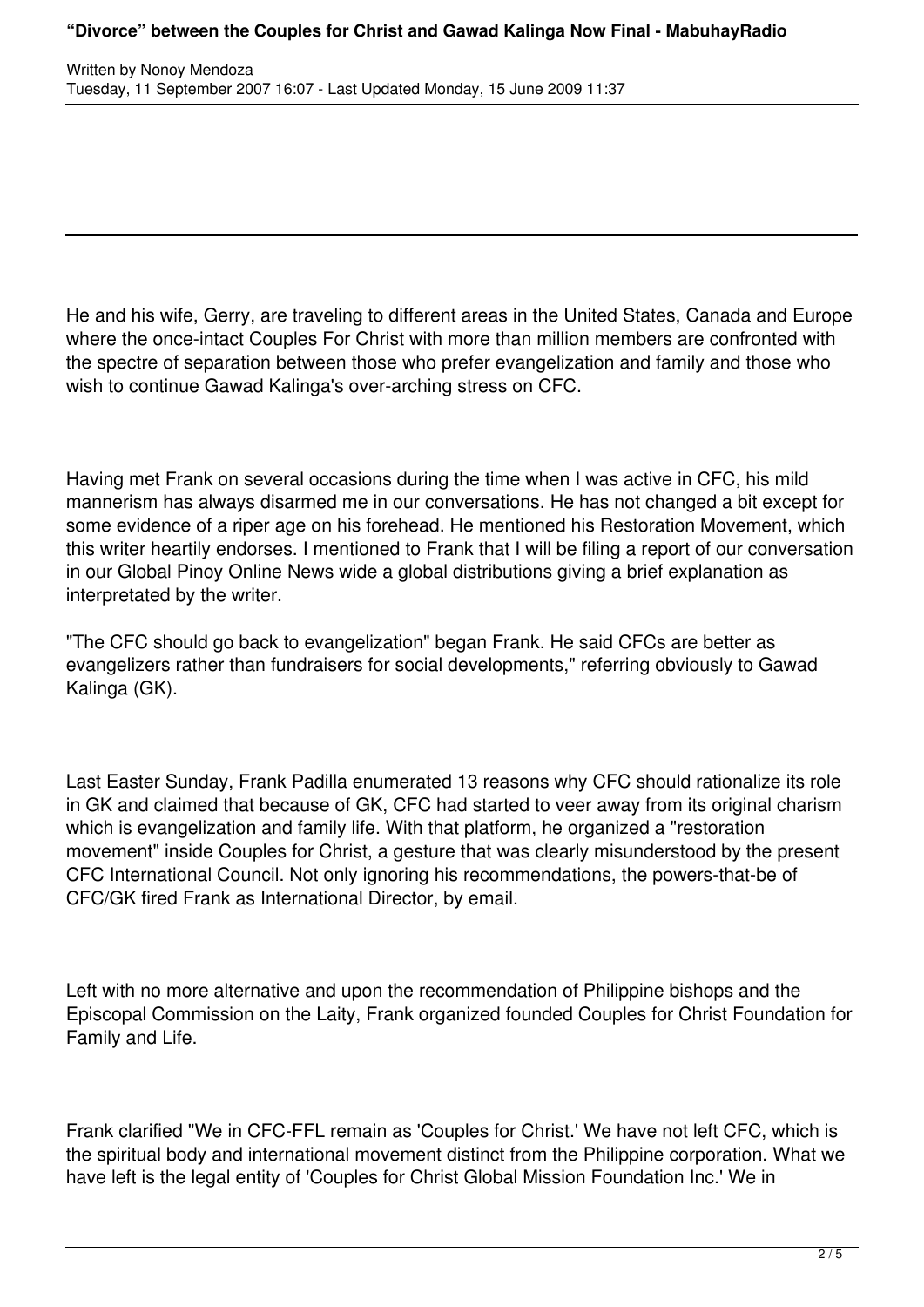He and his wife, Gerry, are traveling to different areas in the United States, Canada and Europe where the once-intact Couples For Christ with more than million members are confronted with the spectre of separation between those who prefer evangelization and family and those who wish to continue Gawad Kalinga's over-arching stress on CFC.

Having met Frank on several occasions during the time when I was active in CFC, his mild mannerism has always disarmed me in our conversations. He has not changed a bit except for some evidence of a riper age on his forehead. He mentioned his Restoration Movement, which this writer heartily endorses. I mentioned to Frank that I will be filing a report of our conversation in our Global Pinoy Online News wide a global distributions giving a brief explanation as interpretated by the writer.

"The CFC should go back to evangelization" began Frank. He said CFCs are better as evangelizers rather than fundraisers for social developments," referring obviously to Gawad Kalinga (GK).

Last Easter Sunday, Frank Padilla enumerated 13 reasons why CFC should rationalize its role in GK and claimed that because of GK, CFC had started to veer away from its original charism which is evangelization and family life. With that platform, he organized a "restoration movement" inside Couples for Christ, a gesture that was clearly misunderstood by the present CFC International Council. Not only ignoring his recommendations, the powers-that-be of CFC/GK fired Frank as International Director, by email.

Left with no more alternative and upon the recommendation of Philippine bishops and the Episcopal Commission on the Laity, Frank organized founded Couples for Christ Foundation for Family and Life.

Frank clarified "We in CFC-FFL remain as 'Couples for Christ.' We have not left CFC, which is the spiritual body and international movement distinct from the Philippine corporation. What we have left is the legal entity of 'Couples for Christ Global Mission Foundation Inc.' We in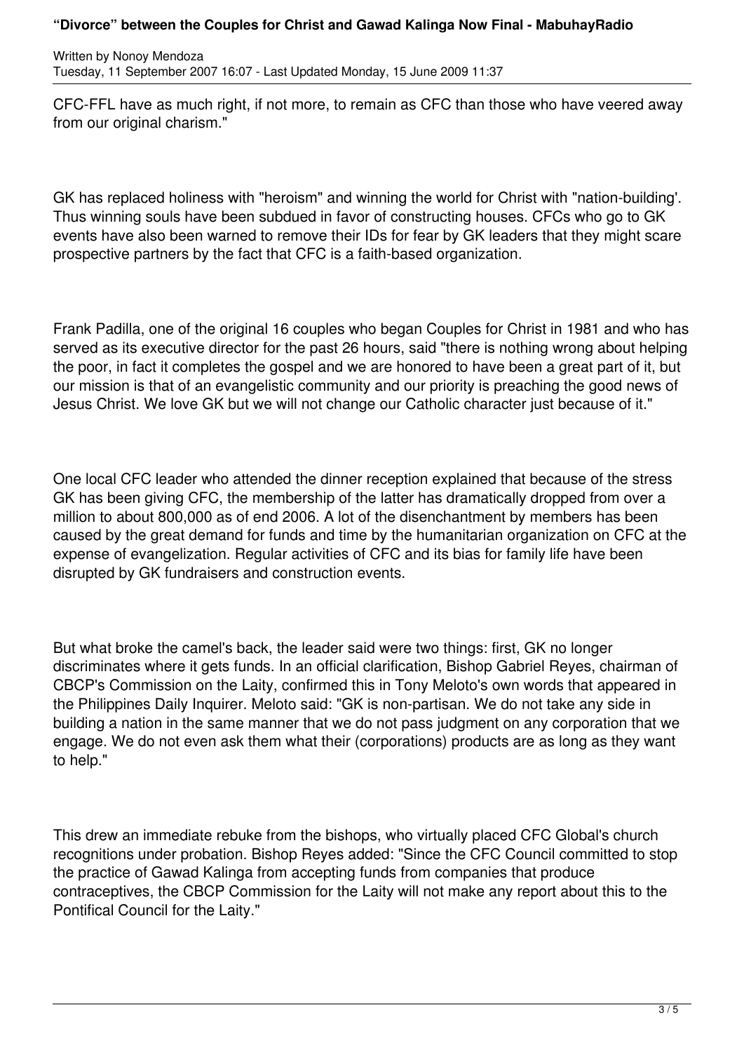CFC-FFL have as much right, if not more, to remain as CFC than those who have veered away from our original charism."

GK has replaced holiness with "heroism" and winning the world for Christ with "nation-building'. Thus winning souls have been subdued in favor of constructing houses. CFCs who go to GK events have also been warned to remove their IDs for fear by GK leaders that they might scare prospective partners by the fact that CFC is a faith-based organization.

Frank Padilla, one of the original 16 couples who began Couples for Christ in 1981 and who has served as its executive director for the past 26 hours, said "there is nothing wrong about helping the poor, in fact it completes the gospel and we are honored to have been a great part of it, but our mission is that of an evangelistic community and our priority is preaching the good news of Jesus Christ. We love GK but we will not change our Catholic character just because of it."

One local CFC leader who attended the dinner reception explained that because of the stress GK has been giving CFC, the membership of the latter has dramatically dropped from over a million to about 800,000 as of end 2006. A lot of the disenchantment by members has been caused by the great demand for funds and time by the humanitarian organization on CFC at the expense of evangelization. Regular activities of CFC and its bias for family life have been disrupted by GK fundraisers and construction events.

But what broke the camel's back, the leader said were two things: first, GK no longer discriminates where it gets funds. In an official clarification, Bishop Gabriel Reyes, chairman of CBCP's Commission on the Laity, confirmed this in Tony Meloto's own words that appeared in the Philippines Daily Inquirer. Meloto said: "GK is non-partisan. We do not take any side in building a nation in the same manner that we do not pass judgment on any corporation that we engage. We do not even ask them what their (corporations) products are as long as they want to help."

This drew an immediate rebuke from the bishops, who virtually placed CFC Global's church recognitions under probation. Bishop Reyes added: "Since the CFC Council committed to stop the practice of Gawad Kalinga from accepting funds from companies that produce contraceptives, the CBCP Commission for the Laity will not make any report about this to the Pontifical Council for the Laity."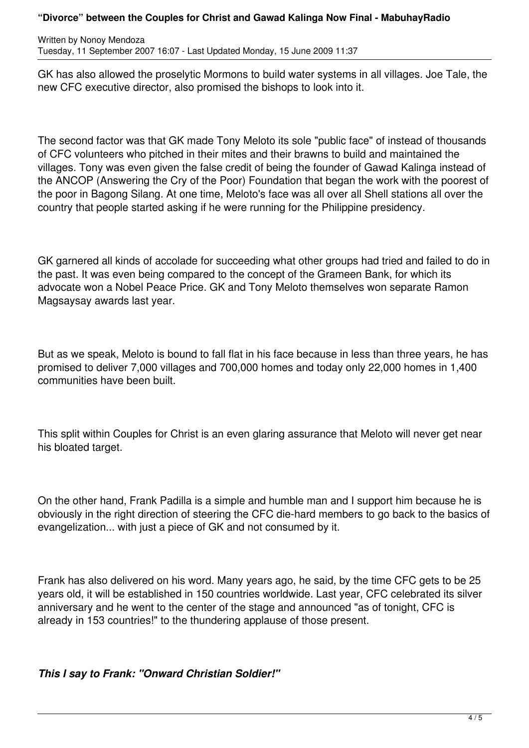GK has also allowed the proselytic Mormons to build water systems in all villages. Joe Tale, the new CFC executive director, also promised the bishops to look into it.

The second factor was that GK made Tony Meloto its sole "public face" of instead of thousands of CFC volunteers who pitched in their mites and their brawns to build and maintained the villages. Tony was even given the false credit of being the founder of Gawad Kalinga instead of the ANCOP (Answering the Cry of the Poor) Foundation that began the work with the poorest of the poor in Bagong Silang. At one time, Meloto's face was all over all Shell stations all over the country that people started asking if he were running for the Philippine presidency.

GK garnered all kinds of accolade for succeeding what other groups had tried and failed to do in the past. It was even being compared to the concept of the Grameen Bank, for which its advocate won a Nobel Peace Price. GK and Tony Meloto themselves won separate Ramon Magsaysay awards last year.

But as we speak, Meloto is bound to fall flat in his face because in less than three years, he has promised to deliver 7,000 villages and 700,000 homes and today only 22,000 homes in 1,400 communities have been built.

This split within Couples for Christ is an even glaring assurance that Meloto will never get near his bloated target.

On the other hand, Frank Padilla is a simple and humble man and I support him because he is obviously in the right direction of steering the CFC die-hard members to go back to the basics of evangelization... with just a piece of GK and not consumed by it.

Frank has also delivered on his word. Many years ago, he said, by the time CFC gets to be 25 years old, it will be established in 150 countries worldwide. Last year, CFC celebrated its silver anniversary and he went to the center of the stage and announced "as of tonight, CFC is already in 153 countries!" to the thundering applause of those present.

***This I say to Frank: "Onward Christian Soldier!"***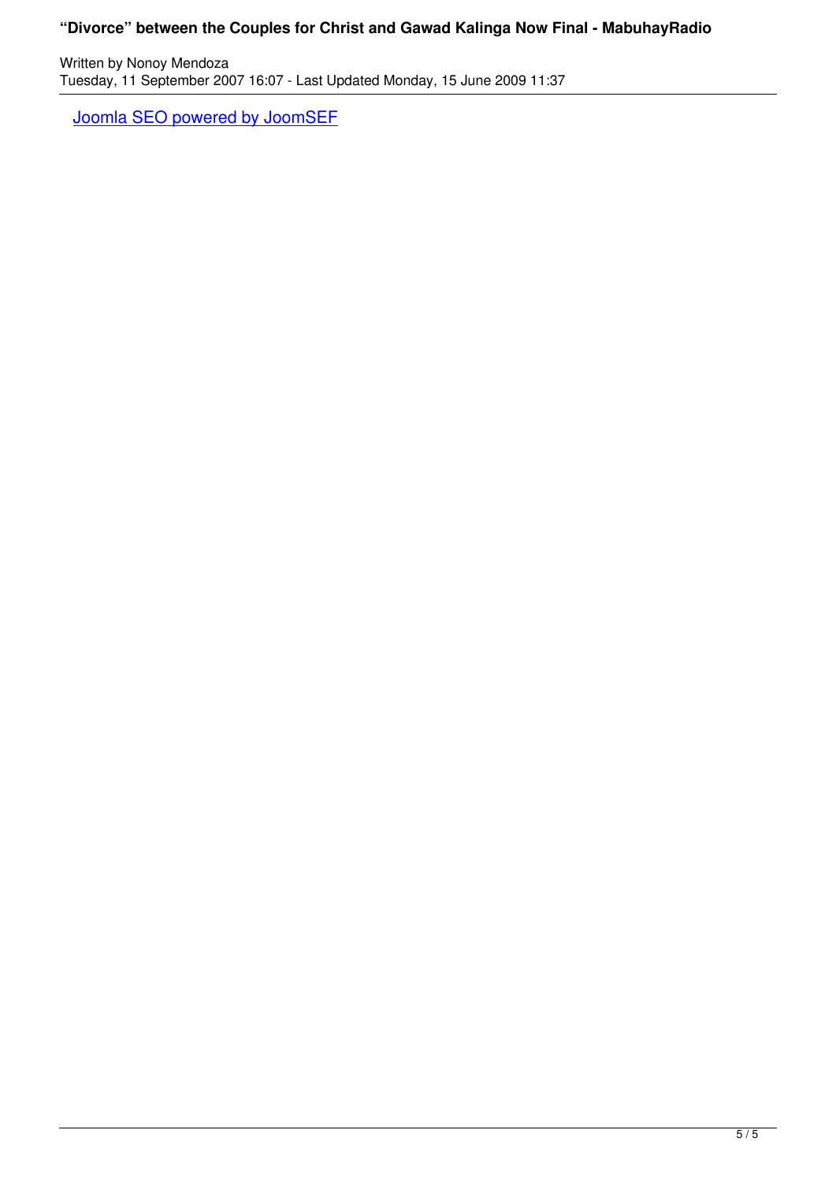[Joomla SEO powered by JoomSEF]